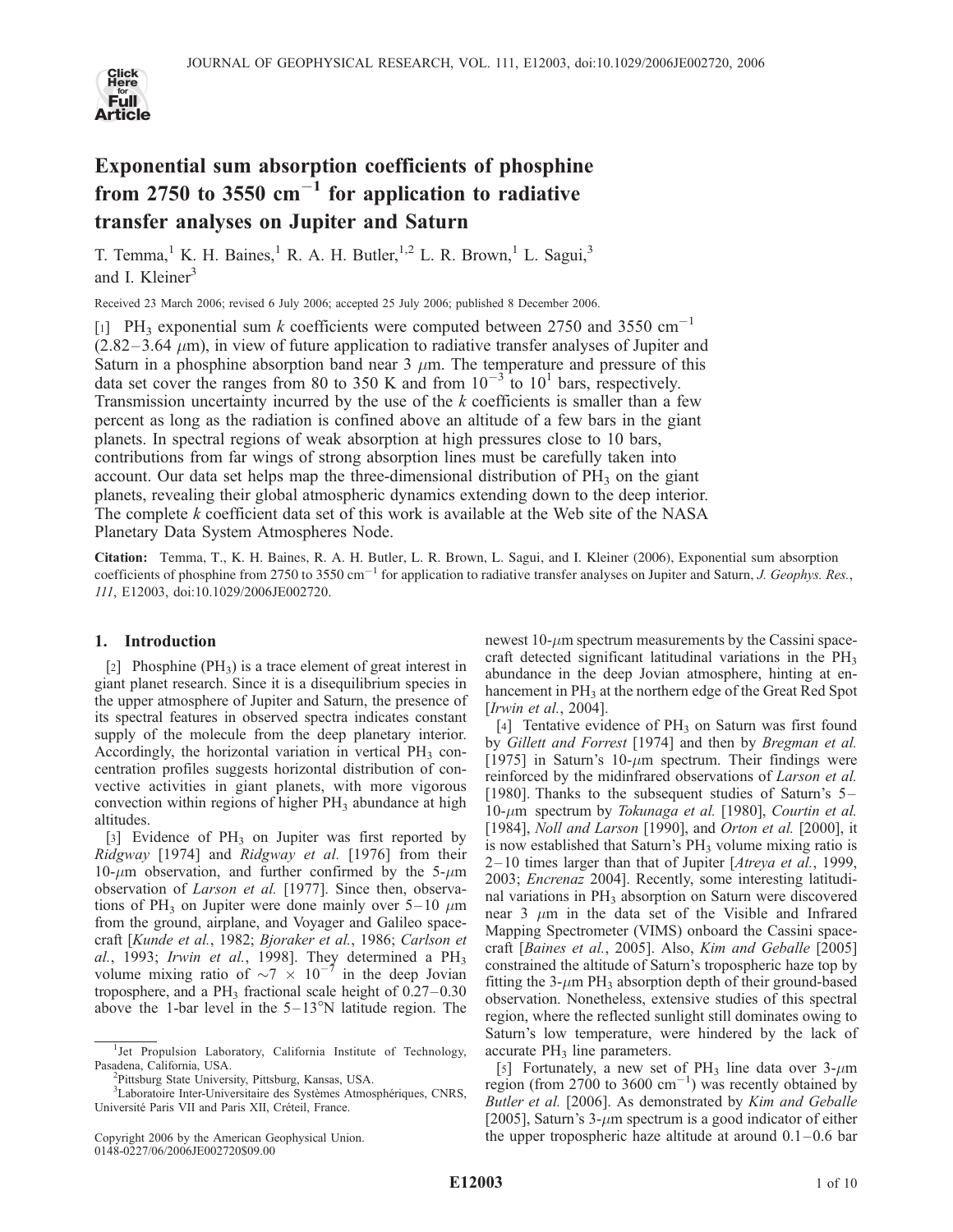# Exponential sum absorption coefficients of phosphine from 2750 to 3550 $cm^{-1}$ for application to radiative transfer analyses on Jupiter and Saturn

T. Temma,[1] K. H. Baines,[1] R. A. H. Butler,[1,2] L. R. Brown,[1] L. Sagui,[3] and I. Kleiner[3]

Received 23 March 2006; revised 6 July 2006; accepted 25 July 2006; published 8 December 2006.

[1] $PH_3$ exponential sum *k* coefficients were computed between 2750 and 3550 $cm^{-1}$ (2.82–3.64 $\mu$m), in view of future application to radiative transfer analyses of Jupiter and Saturn in a phosphine absorption band near 3 $\mu$m. The temperature and pressure of this data set cover the ranges from 80 to 350 K and from $10^{-3}$ to $10^{1}$ bars, respectively. Transmission uncertainty incurred by the use of the *k* coefficients is smaller than a few percent as long as the radiation is confined above an altitude of a few bars in the giant planets. In spectral regions of weak absorption at high pressures close to 10 bars, contributions from far wings of strong absorption lines must be carefully taken into account. Our data set helps map the three-dimensional distribution of $PH_3$ on the giant planets, revealing their global atmospheric dynamics extending down to the deep interior. The complete *k* coefficient data set of this work is available at the Web site of the NASA Planetary Data System Atmospheres Node.

**Citation:** Temma, T., K. H. Baines, R. A. H. Butler, L. R. Brown, L. Sagui, and I. Kleiner (2006), Exponential sum absorption coefficients of phosphine from 2750 to 3550 $cm^{-1}$ for application to radiative transfer analyses on Jupiter and Saturn, *J. Geophys. Res.*, *111*, E12003, doi:10.1029/2006JE002720.

## 1. Introduction

[2] Phosphine ($PH_3$) is a trace element of great interest in giant planet research. Since it is a disequilibrium species in the upper atmosphere of Jupiter and Saturn, the presence of its spectral features in observed spectra indicates constant supply of the molecule from the deep planetary interior. Accordingly, the horizontal variation in vertical $PH_3$ concentration profiles suggests horizontal distribution of convective activities in giant planets, with more vigorous convection within regions of higher $PH_3$ abundance at high altitudes.

[3] Evidence of $PH_3$ on Jupiter was first reported by *Ridgway* [1974] and *Ridgway et al.* [1976] from their 10-$\mu$m observation, and further confirmed by the 5-$\mu$m observation of *Larson et al.* [1977]. Since then, observations of $PH_3$ on Jupiter were done mainly over 5–10 $\mu$m from the ground, airplane, and Voyager and Galileo spacecraft [*Kunde et al.*, 1982; *Bjoraker et al.*, 1986; *Carlson et al.*, 1993; *Irwin et al.*, 1998]. They determined a $PH_3$ volume mixing ratio of $\sim 7 \times 10^{-7}$ in the deep Jovian troposphere, and a $PH_3$ fractional scale height of 0.27–0.30 above the 1-bar level in the 5–13°N latitude region. The newest 10-$\mu$m spectrum measurements by the Cassini spacecraft detected significant latitudinal variations in the $PH_3$ abundance in the deep Jovian atmosphere, hinting at enhancement in $PH_3$ at the northern edge of the Great Red Spot [*Irwin et al.*, 2004].

[4] Tentative evidence of $PH_3$ on Saturn was first found by *Gillett and Forrest* [1974] and then by *Bregman et al.* [1975] in Saturn's 10-$\mu$m spectrum. Their findings were reinforced by the midinfrared observations of *Larson et al.* [1980]. Thanks to the subsequent studies of Saturn's 5–10-$\mu$m spectrum by *Tokunaga et al.* [1980], *Courtin et al.* [1984], *Noll and Larson* [1990], and *Orton et al.* [2000], it is now established that Saturn's $PH_3$ volume mixing ratio is 2–10 times larger than that of Jupiter [*Atreya et al.*, 1999, 2003; *Encrenaz* 2004]. Recently, some interesting latitudinal variations in $PH_3$ absorption on Saturn were discovered near 3 $\mu$m in the data set of the Visible and Infrared Mapping Spectrometer (VIMS) onboard the Cassini spacecraft [*Baines et al.*, 2005]. Also, *Kim and Geballe* [2005] constrained the altitude of Saturn's tropospheric haze top by fitting the 3-$\mu$m $PH_3$ absorption depth of their ground-based observation. Nonetheless, extensive studies of this spectral region, where the reflected sunlight still dominates owing to Saturn's low temperature, were hindered by the lack of accurate $PH_3$ line parameters.

[5] Fortunately, a new set of $PH_3$ line data over 3-$\mu$m region (from 2700 to 3600 $cm^{-1}$) was recently obtained by *Butler et al.* [2006]. As demonstrated by *Kim and Geballe* [2005], Saturn's 3-$\mu$m spectrum is a good indicator of either the upper tropospheric haze altitude at around 0.1–0.6 bar

---

[1] Jet Propulsion Laboratory, California Institute of Technology, Pasadena, California, USA.

[2] Pittsburg State University, Pittsburg, Kansas, USA.

[3] Laboratoire Inter-Universitaire des Systèmes Atmosphériques, CNRS, Université Paris VII and Paris XII, Créteil, France.

Copyright 2006 by the American Geophysical Union.
0148-0227/06/2006JE002720$09.00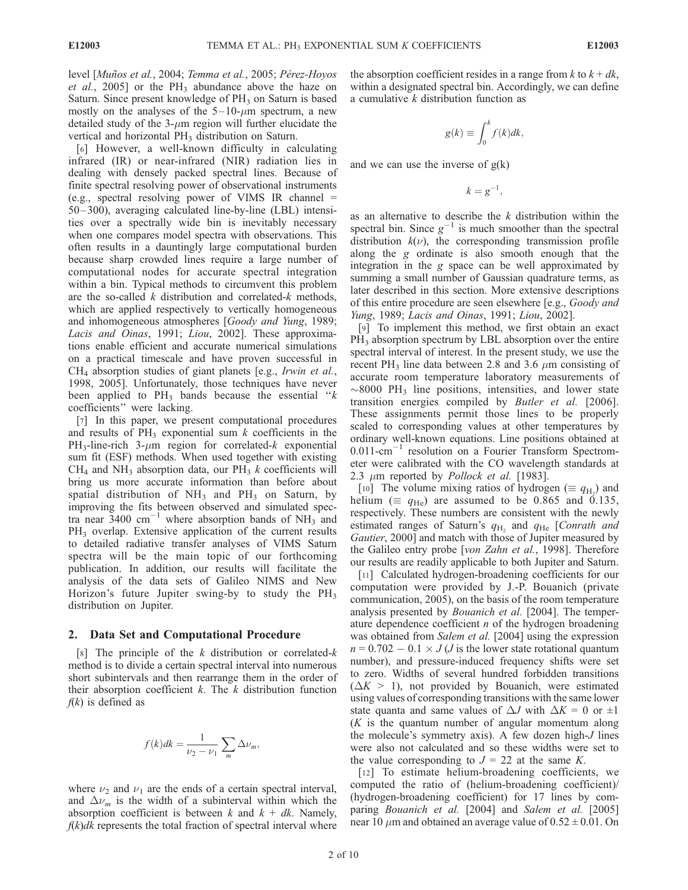level [*Muños et al.*, 2004; *Temma et al.*, 2005; *Pérez-Hoyos et al.*, 2005] or the $PH_3$ abundance above the haze on Saturn. Since present knowledge of $PH_3$ on Saturn is based mostly on the analyses of the 5–10-$\mu$m spectrum, a new detailed study of the 3-$\mu$m region will further elucidate the vertical and horizontal $PH_3$ distribution on Saturn.

[6] However, a well-known difficulty in calculating infrared (IR) or near-infrared (NIR) radiation lies in dealing with densely packed spectral lines. Because of finite spectral resolving power of observational instruments (e.g., spectral resolving power of VIMS IR channel = 50–300), averaging calculated line-by-line (LBL) intensities over a spectrally wide bin is inevitably necessary when one compares model spectra with observations. This often results in a dauntingly large computational burden because sharp crowded lines require a large number of computational nodes for accurate spectral integration within a bin. Typical methods to circumvent this problem are the so-called $k$ distribution and correlated-$k$ methods, which are applied respectively to vertically homogeneous and inhomogeneous atmospheres [*Goody and Yung*, 1989; *Lacis and Oinas*, 1991; *Liou*, 2002]. These approximations enable efficient and accurate numerical simulations on a practical timescale and have proven successful in $CH_4$ absorption studies of giant planets [e.g., *Irwin et al.*, 1998, 2005]. Unfortunately, those techniques have never been applied to $PH_3$ bands because the essential "$k$ coefficients" were lacking.

[7] In this paper, we present computational procedures and results of $PH_3$ exponential sum $k$ coefficients in the $PH_3$-line-rich 3-$\mu$m region for correlated-$k$ exponential sum fit (ESF) methods. When used together with existing $CH_4$ and $NH_3$ absorption data, our $PH_3$ $k$ coefficients will bring us more accurate information than before about spatial distribution of $NH_3$ and $PH_3$ on Saturn, by improving the fits between observed and simulated spectra near 3400 cm$^{-1}$ where absorption bands of $NH_3$ and $PH_3$ overlap. Extensive application of the current results to detailed radiative transfer analyses of VIMS Saturn spectra will be the main topic of our forthcoming publication. In addition, our results will facilitate the analysis of the data sets of Galileo NIMS and New Horizon's future Jupiter swing-by to study the $PH_3$ distribution on Jupiter.

## 2. Data Set and Computational Procedure

[8] The principle of the $k$ distribution or correlated-$k$ method is to divide a certain spectral interval into numerous short subintervals and then rearrange them in the order of their absorption coefficient $k$. The $k$ distribution function $f(k)$ is defined as

$$f(k)dk = \frac{1}{\nu_2 - \nu_1} \sum_m \Delta\nu_m,$$

where $\nu_2$ and $\nu_1$ are the ends of a certain spectral interval, and $\Delta\nu_m$ is the width of a subinterval within which the absorption coefficient is between $k$ and $k + dk$. Namely, $f(k)dk$ represents the total fraction of spectral interval where the absorption coefficient resides in a range from $k$ to $k + dk$, within a designated spectral bin. Accordingly, we can define a cumulative $k$ distribution function as

$$g(k) \equiv \int_0^k f(k)dk,$$

and we can use the inverse of g(k)

$$k = g^{-1},$$

as an alternative to describe the $k$ distribution within the spectral bin. Since $g^{-1}$ is much smoother than the spectral distribution $k(\nu)$, the corresponding transmission profile along the $g$ ordinate is also smooth enough that the integration in the $g$ space can be well approximated by summing a small number of Gaussian quadrature terms, as later described in this section. More extensive descriptions of this entire procedure are seen elsewhere [e.g., *Goody and Yung*, 1989; *Lacis and Oinas*, 1991; *Liou*, 2002].

[9] To implement this method, we first obtain an exact $PH_3$ absorption spectrum by LBL absorption over the entire spectral interval of interest. In the present study, we use the recent $PH_3$ line data between 2.8 and 3.6 $\mu$m consisting of accurate room temperature laboratory measurements of $\sim$8000 $PH_3$ line positions, intensities, and lower state transition energies compiled by *Butler et al.* [2006]. These assignments permit those lines to be properly scaled to corresponding values at other temperatures by ordinary well-known equations. Line positions obtained at 0.011-cm$^{-1}$ resolution on a Fourier Transform Spectrometer were calibrated with the CO wavelength standards at 2.3 $\mu$m reported by *Pollock et al.* [1983].

[10] The volume mixing ratios of hydrogen ($\equiv q_{H_2}$) and helium ($\equiv q_{He}$) are assumed to be 0.865 and 0.135, respectively. These numbers are consistent with the newly estimated ranges of Saturn's $q_{H_2}$ and $q_{He}$ [*Conrath and Gautier*, 2000] and match with those of Jupiter measured by the Galileo entry probe [*von Zahn et al.*, 1998]. Therefore our results are readily applicable to both Jupiter and Saturn.

[11] Calculated hydrogen-broadening coefficients for our computation were provided by J.-P. Bouanich (private communication, 2005), on the basis of the room temperature analysis presented by *Bouanich et al.* [2004]. The temperature dependence coefficient $n$ of the hydrogen broadening was obtained from *Salem et al.* [2004] using the expression $n = 0.702 - 0.1 \times J$ ($J$ is the lower state rotational quantum number), and pressure-induced frequency shifts were set to zero. Widths of several hundred forbidden transitions ($\Delta K > 1$), not provided by Bouanich, were estimated using values of corresponding transitions with the same lower state quanta and same values of $\Delta J$ with $\Delta K = 0$ or $\pm 1$ ($K$ is the quantum number of angular momentum along the molecule's symmetry axis). A few dozen high-$J$ lines were also not calculated and so these widths were set to the value corresponding to $J = 22$ at the same $K$.

[12] To estimate helium-broadening coefficients, we computed the ratio of (helium-broadening coefficient)/(hydrogen-broadening coefficient) for 17 lines by comparing *Bouanich et al.* [2004] and *Salem et al.* [2005] near 10 $\mu$m and obtained an average value of $0.52 \pm 0.01$. On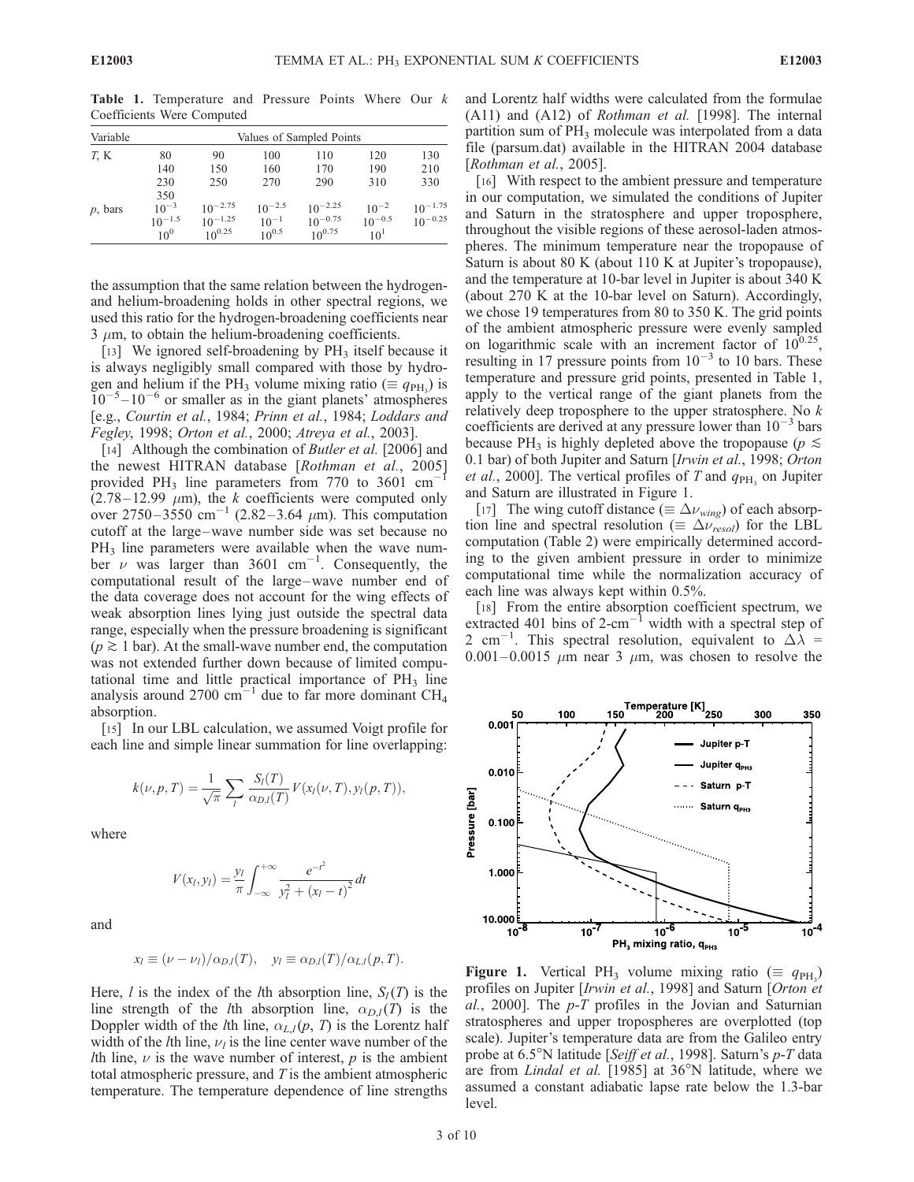**Table 1.** Temperature and Pressure Points Where Our $k$ Coefficients Were Computed

| Variable | Values of Sampled Points | | | | | |
|---|---|---|---|---|---|---|
| $T$, K | 80 | 90 | 100 | 110 | 120 | 130 |
| | 140 | 150 | 160 | 170 | 190 | 210 |
| | 230 | 250 | 270 | 290 | 310 | 330 |
| | 350 | | | | | |
| $p$, bars | $10^{-3}$ | $10^{-2.75}$ | $10^{-2.5}$ | $10^{-2.25}$ | $10^{-2}$ | $10^{-1.75}$ |
| | $10^{-1.5}$ | $10^{-1.25}$ | $10^{-1}$ | $10^{-0.75}$ | $10^{-0.5}$ | $10^{-0.25}$ |
| | $10^{0}$ | $10^{0.25}$ | $10^{0.5}$ | $10^{0.75}$ | $10^{1}$ | |

the assumption that the same relation between the hydrogen- and helium-broadening holds in other spectral regions, we used this ratio for the hydrogen-broadening coefficients near 3 $\mu$m, to obtain the helium-broadening coefficients.

[13] We ignored self-broadening by $PH_3$ itself because it is always negligibly small compared with those by hydrogen and helium if the $PH_3$ volume mixing ratio ($\equiv q_{PH_3}$) is $10^{-5}$–$10^{-6}$ or smaller as in the giant planets' atmospheres [e.g., *Courtin et al.*, 1984; *Prinn et al.*, 1984; *Loddars and Fegley*, 1998; *Orton et al.*, 2000; *Atreya et al.*, 2003].

[14] Although the combination of *Butler et al.* [2006] and the newest HITRAN database [*Rothman et al.*, 2005] provided $PH_3$ line parameters from 770 to 3601 cm$^{-1}$ (2.78–12.99 $\mu$m), the $k$ coefficients were computed only over 2750–3550 cm$^{-1}$ (2.82–3.64 $\mu$m). This computation cutoff at the large–wave number side was set because no $PH_3$ line parameters were available when the wave number $\nu$ was larger than 3601 cm$^{-1}$. Consequently, the computational result of the large–wave number end of the data coverage does not account for the wing effects of weak absorption lines lying just outside the spectral data range, especially when the pressure broadening is significant ($p \gtrsim 1$ bar). At the small-wave number end, the computation was not extended further down because of limited computational time and little practical importance of $PH_3$ line analysis around 2700 cm$^{-1}$ due to far more dominant $CH_4$ absorption.

[15] In our LBL calculation, we assumed Voigt profile for each line and simple linear summation for line overlapping:

$$k(\nu, p, T) = \frac{1}{\sqrt{\pi}} \sum_l \frac{S_l(T)}{\alpha_{D,l}(T)} V(x_l(\nu, T), y_l(p, T)),$$

where

$$V(x_l, y_l) = \frac{y_l}{\pi} \int_{-\infty}^{+\infty} \frac{e^{-t^2}}{y_l^2 + (x_l - t)^2} dt$$

and

$$x_l \equiv (\nu - \nu_l)/\alpha_{D,l}(T), \quad y_l \equiv \alpha_{D,l}(T)/\alpha_{L,l}(p, T).$$

Here, $l$ is the index of the $l$th absorption line, $S_l(T)$ is the line strength of the $l$th absorption line, $\alpha_{D,l}(T)$ is the Doppler width of the $l$th line, $\alpha_{L,l}(p, T)$ is the Lorentz half width of the $l$th line, $\nu_l$ is the line center wave number of the $l$th line, $\nu$ is the wave number of interest, $p$ is the ambient total atmospheric pressure, and $T$ is the ambient atmospheric temperature. The temperature dependence of line strengths and Lorentz half widths were calculated from the formulae (A11) and (A12) of *Rothman et al.* [1998]. The internal partition sum of $PH_3$ molecule was interpolated from a data file (parsum.dat) available in the HITRAN 2004 database [*Rothman et al.*, 2005].

[16] With respect to the ambient pressure and temperature in our computation, we simulated the conditions of Jupiter and Saturn in the stratosphere and upper troposphere, throughout the visible regions of these aerosol-laden atmospheres. The minimum temperature near the tropopause of Saturn is about 80 K (about 110 K at Jupiter's tropopause), and the temperature at 10-bar level in Jupiter is about 340 K (about 270 K at the 10-bar level on Saturn). Accordingly, we chose 19 temperatures from 80 to 350 K. The grid points of the ambient atmospheric pressure were evenly sampled on logarithmic scale with an increment factor of $10^{0.25}$, resulting in 17 pressure points from $10^{-3}$ to 10 bars. These temperature and pressure grid points, presented in Table 1, apply to the vertical range of the giant planets from the relatively deep troposphere to the upper stratosphere. No $k$ coefficients are derived at any pressure lower than $10^{-3}$ bars because $PH_3$ is highly depleted above the tropopause ($p \lesssim 0.1$ bar) of both Jupiter and Saturn [*Irwin et al.*, 1998; *Orton et al.*, 2000]. The vertical profiles of $T$ and $q_{PH_3}$ on Jupiter and Saturn are illustrated in Figure 1.

[17] The wing cutoff distance ($\equiv \Delta\nu_{wing}$) of each absorption line and spectral resolution ($\equiv \Delta\nu_{resol}$) for the LBL computation (Table 2) were empirically determined according to the given ambient pressure in order to minimize computational time while the normalization accuracy of each line was always kept within 0.5%.

[18] From the entire absorption coefficient spectrum, we extracted 401 bins of 2-cm$^{-1}$ width with a spectral step of 2 cm$^{-1}$. This spectral resolution, equivalent to $\Delta\lambda$ = 0.001–0.0015 $\mu$m near 3 $\mu$m, was chosen to resolve the

**Figure 1.** Vertical $PH_3$ volume mixing ratio ($\equiv q_{PH_3}$) profiles on Jupiter [*Irwin et al.*, 1998] and Saturn [*Orton et al.*, 2000]. The $p$-$T$ profiles in the Jovian and Saturnian stratospheres and upper tropospheres are overplotted (top scale). Jupiter's temperature data are from the Galileo entry probe at 6.5°N latitude [*Seiff et al.*, 1998]. Saturn's $p$-$T$ data are from *Lindal et al.* [1985] at 36°N latitude, where we assumed a constant adiabatic lapse rate below the 1.3-bar level.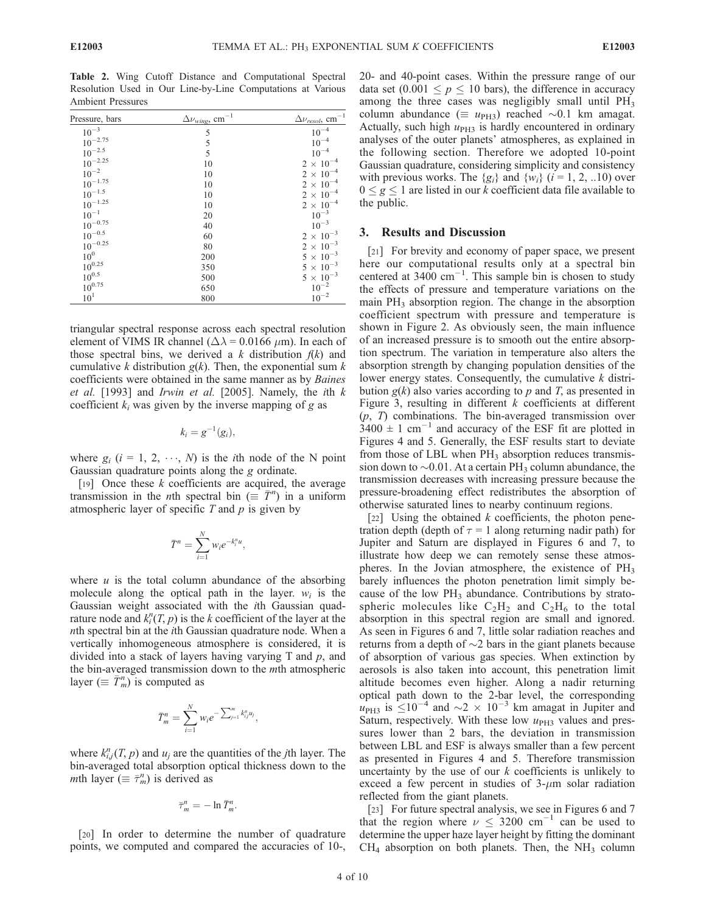**Table 2.** Wing Cutoff Distance and Computational Spectral Resolution Used in Our Line-by-Line Computations at Various Ambient Pressures

| Pressure, bars | $\Delta\nu_{wing}$, cm$^{-1}$ | $\Delta\nu_{resol}$, cm$^{-1}$ |
|---|---|---|
| $10^{-3}$ | 5 | $10^{-4}$ |
| $10^{-2.75}$ | 5 | $10^{-4}$ |
| $10^{-2.5}$ | 5 | $10^{-4}$ |
| $10^{-2.25}$ | 10 | $2 \times 10^{-4}$ |
| $10^{-2}$ | 10 | $2 \times 10^{-4}$ |
| $10^{-1.75}$ | 10 | $2 \times 10^{-4}$ |
| $10^{-1.5}$ | 10 | $2 \times 10^{-4}$ |
| $10^{-1.25}$ | 10 | $2 \times 10^{-4}$ |
| $10^{-1}$ | 20 | $10^{-3}$ |
| $10^{-0.75}$ | 40 | $10^{-3}$ |
| $10^{-0.5}$ | 60 | $2 \times 10^{-3}$ |
| $10^{-0.25}$ | 80 | $2 \times 10^{-3}$ |
| $10^{0}$ | 200 | $5 \times 10^{-3}$ |
| $10^{0.25}$ | 350 | $5 \times 10^{-3}$ |
| $10^{0.5}$ | 500 | $5 \times 10^{-3}$ |
| $10^{0.75}$ | 650 | $10^{-2}$ |
| $10^{1}$ | 800 | $10^{-2}$ |

triangular spectral response across each spectral resolution element of VIMS IR channel ($\Delta\lambda = 0.0166$ $\mu$m). In each of those spectral bins, we derived a $k$ distribution $f(k)$ and cumulative $k$ distribution $g(k)$. Then, the exponential sum $k$ coefficients were obtained in the same manner as by *Baines et al.* [1993] and *Irwin et al.* [2005]. Namely, the $i$th $k$ coefficient $k_i$ was given by the inverse mapping of $g$ as

$$k_i = g^{-1}(g_i),$$

where $g_i$ ($i = 1, 2, \cdots, N$) is the $i$th node of the N point Gaussian quadrature points along the $g$ ordinate.

[19] Once these $k$ coefficients are acquired, the average transmission in the $n$th spectral bin ($\equiv \bar{T}^n$) in a uniform atmospheric layer of specific $T$ and $p$ is given by

$$\bar{T}^n = \sum_{i=1}^{N} w_i e^{-k_i^n u},$$

where $u$ is the total column abundance of the absorbing molecule along the optical path in the layer. $w_i$ is the Gaussian weight associated with the $i$th Gaussian quadrature node and $k_i^n(T, p)$ is the $k$ coefficient of the layer at the $n$th spectral bin at the $i$th Gaussian quadrature node. When a vertically inhomogeneous atmosphere is considered, it is divided into a stack of layers having varying T and $p$, and the bin-averaged transmission down to the $m$th atmospheric layer ($\equiv \bar{T}_m^n$) is computed as

$$\bar{T}_m^n = \sum_{i=1}^{N} w_i e^{-\sum_{j=1}^{m} k_{i,j}^n u_j},$$

where $k_{i,j}^n(T, p)$ and $u_j$ are the quantities of the $j$th layer. The bin-averaged total absorption optical thickness down to the $m$th layer ($\equiv \bar{\tau}_m^n$) is derived as

$$\bar{\tau}_m^n = -\ln \bar{T}_m^n.$$

[20] In order to determine the number of quadrature points, we computed and compared the accuracies of 10-, 20- and 40-point cases. Within the pressure range of our data set ($0.001 \le p \le 10$ bars), the difference in accuracy among the three cases was negligibly small until $PH_3$ column abundance ($\equiv u_{PH3}$) reached ~0.1 km amagat. Actually, such high $u_{PH3}$ is hardly encountered in ordinary analyses of the outer planets' atmospheres, as explained in the following section. Therefore we adopted 10-point Gaussian quadrature, considering simplicity and consistency with previous works. The $\{g_i\}$ and $\{w_i\}$ ($i = 1, 2, ..10$) over $0 \le g \le 1$ are listed in our $k$ coefficient data file available to the public.

## 3. Results and Discussion

[21] For brevity and economy of paper space, we present here our computational results only at a spectral bin centered at 3400 cm$^{-1}$. This sample bin is chosen to study the effects of pressure and temperature variations on the main $PH_3$ absorption region. The change in the absorption coefficient spectrum with pressure and temperature is shown in Figure 2. As obviously seen, the main influence of an increased pressure is to smooth out the entire absorption spectrum. The variation in temperature also alters the absorption strength by changing population densities of the lower energy states. Consequently, the cumulative $k$ distribution $g(k)$ also varies according to $p$ and $T$, as presented in Figure 3, resulting in different $k$ coefficients at different ($p$, $T$) combinations. The bin-averaged transmission over $3400 \pm 1$ cm$^{-1}$ and accuracy of the ESF fit are plotted in Figures 4 and 5. Generally, the ESF results start to deviate from those of LBL when $PH_3$ absorption reduces transmission down to ~0.01. At a certain $PH_3$ column abundance, the transmission decreases with increasing pressure because the pressure-broadening effect redistributes the absorption of otherwise saturated lines to nearby continuum regions.

[22] Using the obtained $k$ coefficients, the photon penetration depth (depth of $\tau = 1$ along returning nadir path) for Jupiter and Saturn are displayed in Figures 6 and 7, to illustrate how deep we can remotely sense these atmospheres. In the Jovian atmosphere, the existence of $PH_3$ barely influences the photon penetration limit simply because of the low $PH_3$ abundance. Contributions by stratospheric molecules like $C_2H_2$ and $C_2H_6$ to the total absorption in this spectral region are small and ignored. As seen in Figures 6 and 7, little solar radiation reaches and returns from a depth of ~2 bars in the giant planets because of absorption of various gas species. When extinction by aerosols is also taken into account, this penetration limit altitude becomes even higher. Along a nadir returning optical path down to the 2-bar level, the corresponding $u_{PH3}$ is $\le 10^{-4}$ and $\sim 2 \times 10^{-3}$ km amagat in Jupiter and Saturn, respectively. With these low $u_{PH3}$ values and pressures lower than 2 bars, the deviation in transmission between LBL and ESF is always smaller than a few percent as presented in Figures 4 and 5. Therefore transmission uncertainty by the use of our $k$ coefficients is unlikely to exceed a few percent in studies of 3-$\mu$m solar radiation reflected from the giant planets.

[23] For future spectral analysis, we see in Figures 6 and 7 that the region where $\nu \le 3200$ cm$^{-1}$ can be used to determine the upper haze layer height by fitting the dominant $CH_4$ absorption on both planets. Then, the $NH_3$ column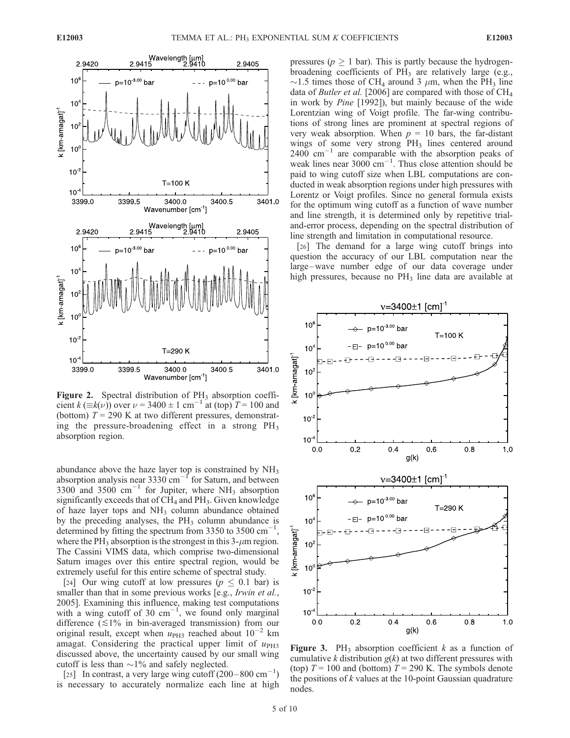**Figure 2.** Spectral distribution of $PH_3$ absorption coefficient $k$ ($\equiv k(\nu)$) over $\nu = 3400 \pm 1$ cm$^{-1}$ at (top) $T = 100$ and (bottom) $T = 290$ K at two different pressures, demonstrating the pressure-broadening effect in a strong $PH_3$ absorption region.

abundance above the haze layer top is constrained by $NH_3$ absorption analysis near 3330 cm$^{-1}$ for Saturn, and between 3300 and 3500 cm$^{-1}$ for Jupiter, where $NH_3$ absorption significantly exceeds that of $CH_4$ and $PH_3$. Given knowledge of haze layer tops and $NH_3$ column abundance obtained by the preceding analyses, the $PH_3$ column abundance is determined by fitting the spectrum from 3350 to 3500 cm$^{-1}$, where the $PH_3$ absorption is the strongest in this 3-$\mu$m region. The Cassini VIMS data, which comprise two-dimensional Saturn images over this entire spectral region, would be extremely useful for this entire scheme of spectral study.

[24] Our wing cutoff at low pressures ($p \leq 0.1$ bar) is smaller than that in some previous works [e.g., *Irwin et al.*, 2005]. Examining this influence, making test computations with a wing cutoff of 30 cm$^{-1}$, we found only marginal difference ($\lesssim$1% in bin-averaged transmission) from our original result, except when $u_{PH3}$ reached about $10^{-2}$ km amagat. Considering the practical upper limit of $u_{PH3}$ discussed above, the uncertainty caused by our small wing cutoff is less than ~1% and safely neglected.

[25] In contrast, a very large wing cutoff (200–800 cm$^{-1}$) is necessary to accurately normalize each line at high pressures ($p \geq 1$ bar). This is partly because the hydrogen-broadening coefficients of $PH_3$ are relatively large (e.g., ~1.5 times those of $CH_4$ around 3 $\mu$m, when the $PH_3$ line data of *Butler et al.* [2006] are compared with those of $CH_4$ in work by *Pine* [1992]), but mainly because of the wide Lorentzian wing of Voigt profile. The far-wing contributions of strong lines are prominent at spectral regions of very weak absorption. When $p$ = 10 bars, the far-distant wings of some very strong $PH_3$ lines centered around 2400 cm$^{-1}$ are comparable with the absorption peaks of weak lines near 3000 cm$^{-1}$. Thus close attention should be paid to wing cutoff size when LBL computations are conducted in weak absorption regions under high pressures with Lorentz or Voigt profiles. Since no general formula exists for the optimum wing cutoff as a function of wave number and line strength, it is determined only by repetitive trial-and-error process, depending on the spectral distribution of line strength and limitation in computational resource.

[26] The demand for a large wing cutoff brings into question the accuracy of our LBL computation near the large–wave number edge of our data coverage under high pressures, because no $PH_3$ line data are available at

**Figure 3.** $PH_3$ absorption coefficient $k$ as a function of cumulative $k$ distribution $g(k)$ at two different pressures with (top) $T = 100$ and (bottom) $T = 290$ K. The symbols denote the positions of $k$ values at the 10-point Gaussian quadrature nodes.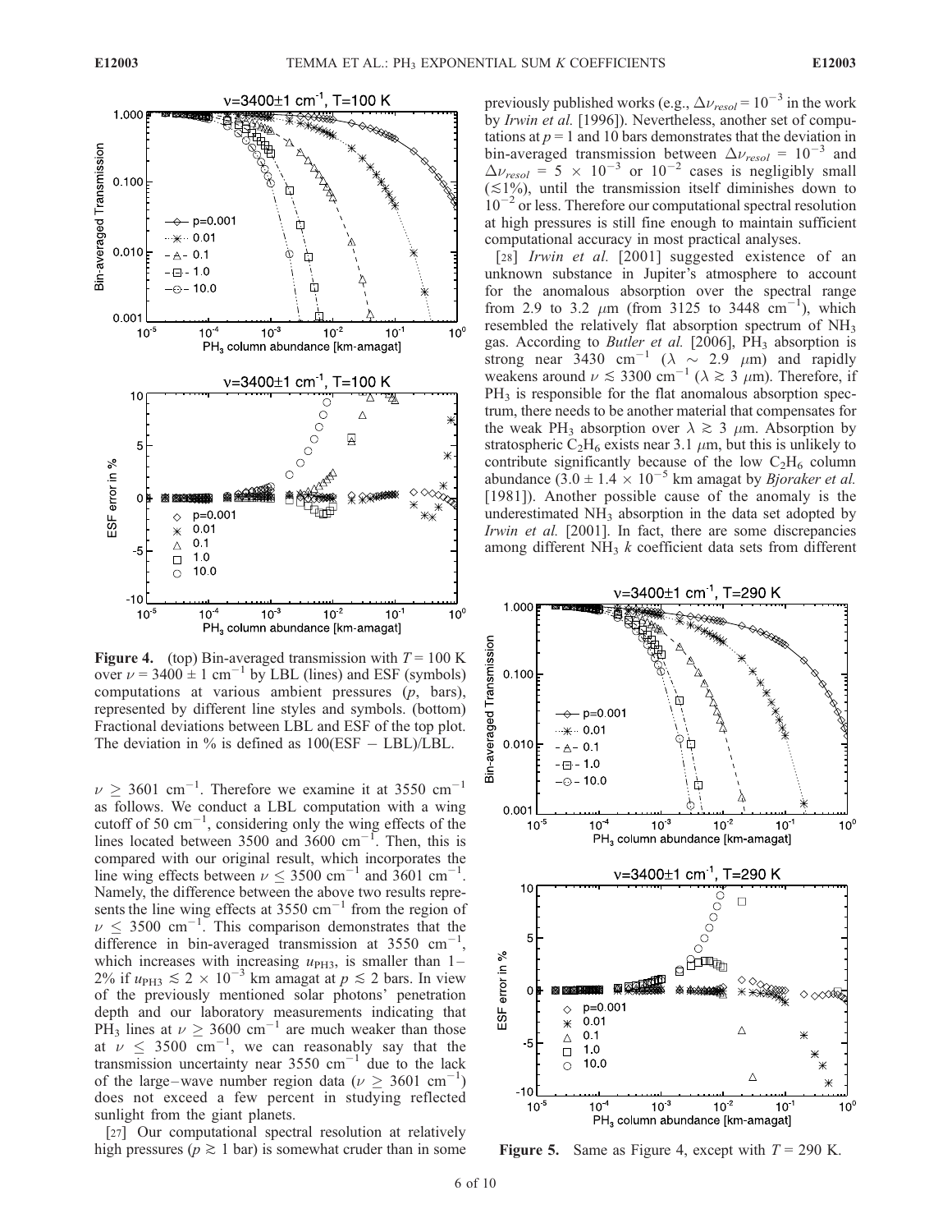**Figure 4.** (top) Bin-averaged transmission with $T = 100$ K over $\nu = 3400 \pm 1$ cm$^{-1}$ by LBL (lines) and ESF (symbols) computations at various ambient pressures ($p$, bars), represented by different line styles and symbols. (bottom) Fractional deviations between LBL and ESF of the top plot. The deviation in % is defined as 100(ESF − LBL)/LBL.

$\nu \geq 3601$ cm$^{-1}$. Therefore we examine it at 3550 cm$^{-1}$ as follows. We conduct a LBL computation with a wing cutoff of 50 cm$^{-1}$, considering only the wing effects of the lines located between 3500 and 3600 cm$^{-1}$. Then, this is compared with our original result, which incorporates the line wing effects between $\nu \leq 3500$ cm$^{-1}$ and 3601 cm$^{-1}$. Namely, the difference between the above two results represents the line wing effects at 3550 cm$^{-1}$ from the region of $\nu \leq 3500$ cm$^{-1}$. This comparison demonstrates that the difference in bin-averaged transmission at 3550 cm$^{-1}$, which increases with increasing $u_{PH3}$, is smaller than 1–2% if $u_{PH3} \lesssim 2 \times 10^{-3}$ km amagat at $p \lesssim 2$ bars. In view of the previously mentioned solar photons' penetration depth and our laboratory measurements indicating that $PH_3$ lines at $\nu \geq 3600$ cm$^{-1}$ are much weaker than those at $\nu \leq 3500$ cm$^{-1}$, we can reasonably say that the transmission uncertainty near 3550 cm$^{-1}$ due to the lack of the large–wave number region data ($\nu \geq 3601$ cm$^{-1}$) does not exceed a few percent in studying reflected sunlight from the giant planets.

[27] Our computational spectral resolution at relatively high pressures ($p \gtrsim 1$ bar) is somewhat cruder than in some previously published works (e.g., $\Delta\nu_{resol} = 10^{-3}$ in the work by *Irwin et al.* [1996]). Nevertheless, another set of computations at $p = 1$ and 10 bars demonstrates that the deviation in bin-averaged transmission between $\Delta\nu_{resol} = 10^{-3}$ and $\Delta\nu_{resol} = 5 \times 10^{-3}$ or $10^{-2}$ cases is negligibly small ($\lesssim$1%), until the transmission itself diminishes down to $10^{-2}$ or less. Therefore our computational spectral resolution at high pressures is still fine enough to maintain sufficient computational accuracy in most practical analyses.

[28] *Irwin et al.* [2001] suggested existence of an unknown substance in Jupiter's atmosphere to account for the anomalous absorption over the spectral range from 2.9 to 3.2 $\mu$m (from 3125 to 3448 cm$^{-1}$), which resembled the relatively flat absorption spectrum of $NH_3$ gas. According to *Butler et al.* [2006], $PH_3$ absorption is strong near 3430 cm$^{-1}$ ($\lambda \sim 2.9$ $\mu$m) and rapidly weakens around $\nu \lesssim 3300$ cm$^{-1}$ ($\lambda \gtrsim 3$ $\mu$m). Therefore, if $PH_3$ is responsible for the flat anomalous absorption spectrum, there needs to be another material that compensates for the weak $PH_3$ absorption over $\lambda \gtrsim 3$ $\mu$m. Absorption by stratospheric $C_2H_6$ exists near 3.1 $\mu$m, but this is unlikely to contribute significantly because of the low $C_2H_6$ column abundance ($3.0 \pm 1.4 \times 10^{-5}$ km amagat by *Bjoraker et al.* [1981]). Another possible cause of the anomaly is the underestimated $NH_3$ absorption in the data set adopted by *Irwin et al.* [2001]. In fact, there are some discrepancies among different $NH_3$ $k$ coefficient data sets from different

**Figure 5.** Same as Figure 4, except with $T = 290$ K.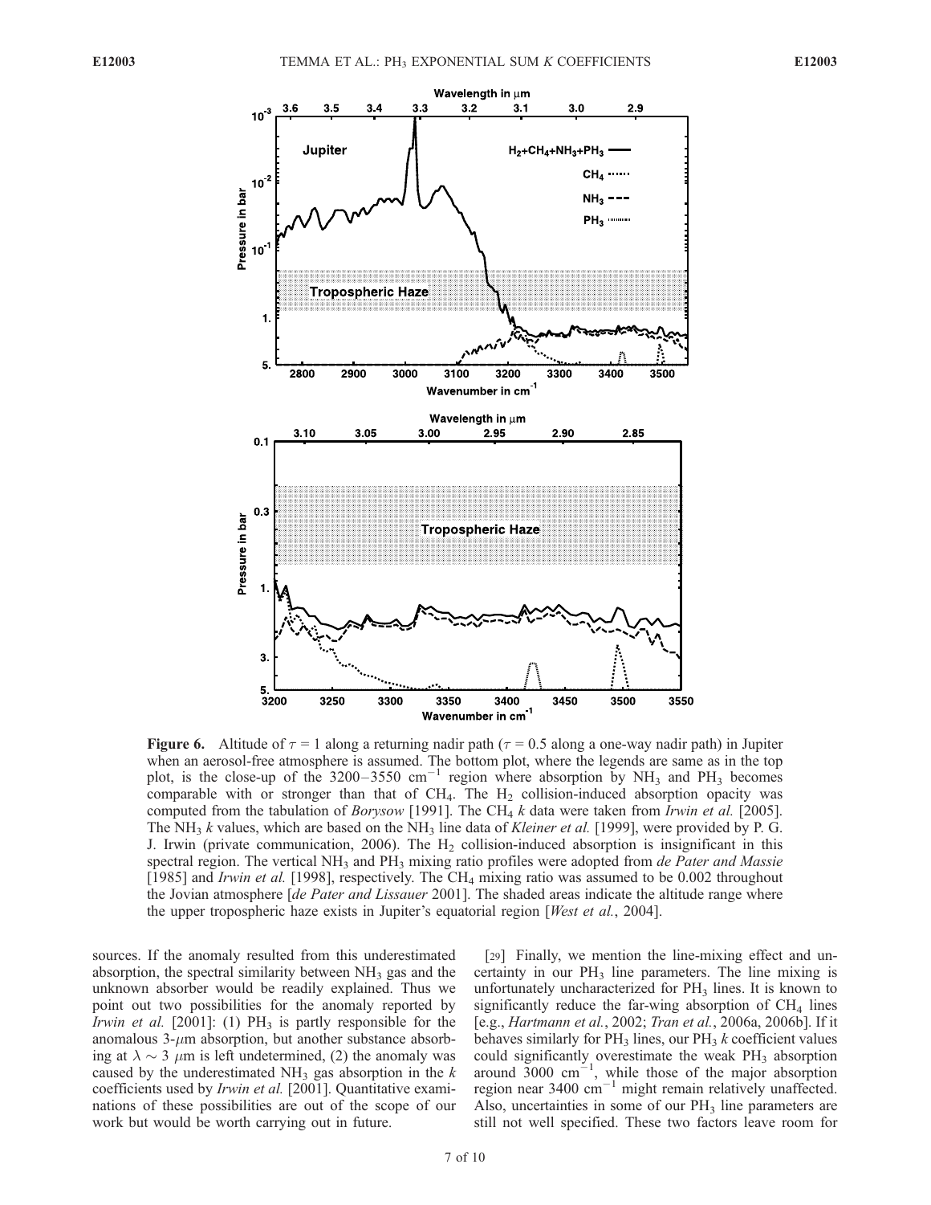**Figure 6.** Altitude of $\tau = 1$ along a returning nadir path ($\tau = 0.5$ along a one-way nadir path) in Jupiter when an aerosol-free atmosphere is assumed. The bottom plot, where the legends are same as in the top plot, is the close-up of the 3200–3550 $cm^{-1}$ region where absorption by $NH_3$ and $PH_3$ becomes comparable with or stronger than that of $CH_4$. The $H_2$ collision-induced absorption opacity was computed from the tabulation of *Borysow* [1991]. The $CH_4$ *k* data were taken from *Irwin et al.* [2005]. The $NH_3$ *k* values, which are based on the $NH_3$ line data of *Kleiner et al.* [1999], were provided by P. G. J. Irwin (private communication, 2006). The $H_2$ collision-induced absorption is insignificant in this spectral region. The vertical $NH_3$ and $PH_3$ mixing ratio profiles were adopted from *de Pater and Massie* [1985] and *Irwin et al.* [1998], respectively. The $CH_4$ mixing ratio was assumed to be 0.002 throughout the Jovian atmosphere [*de Pater and Lissauer* 2001]. The shaded areas indicate the altitude range where the upper tropospheric haze exists in Jupiter's equatorial region [*West et al.*, 2004].

sources. If the anomaly resulted from this underestimated absorption, the spectral similarity between $NH_3$ gas and the unknown absorber would be readily explained. Thus we point out two possibilities for the anomaly reported by *Irwin et al.* [2001]: (1) $PH_3$ is partly responsible for the anomalous 3-$\mu$m absorption, but another substance absorbing at $\lambda \sim 3$ $\mu$m is left undetermined, (2) the anomaly was caused by the underestimated $NH_3$ gas absorption in the *k* coefficients used by *Irwin et al.* [2001]. Quantitative examinations of these possibilities are out of the scope of our work but would be worth carrying out in future.

[29] Finally, we mention the line-mixing effect and uncertainty in our $PH_3$ line parameters. The line mixing is unfortunately uncharacterized for $PH_3$ lines. It is known to significantly reduce the far-wing absorption of $CH_4$ lines [e.g., *Hartmann et al.*, 2002; *Tran et al.*, 2006a, 2006b]. If it behaves similarly for $PH_3$ lines, our $PH_3$ *k* coefficient values could significantly overestimate the weak $PH_3$ absorption around 3000 $cm^{-1}$, while those of the major absorption region near 3400 $cm^{-1}$ might remain relatively unaffected. Also, uncertainties in some of our $PH_3$ line parameters are still not well specified. These two factors leave room for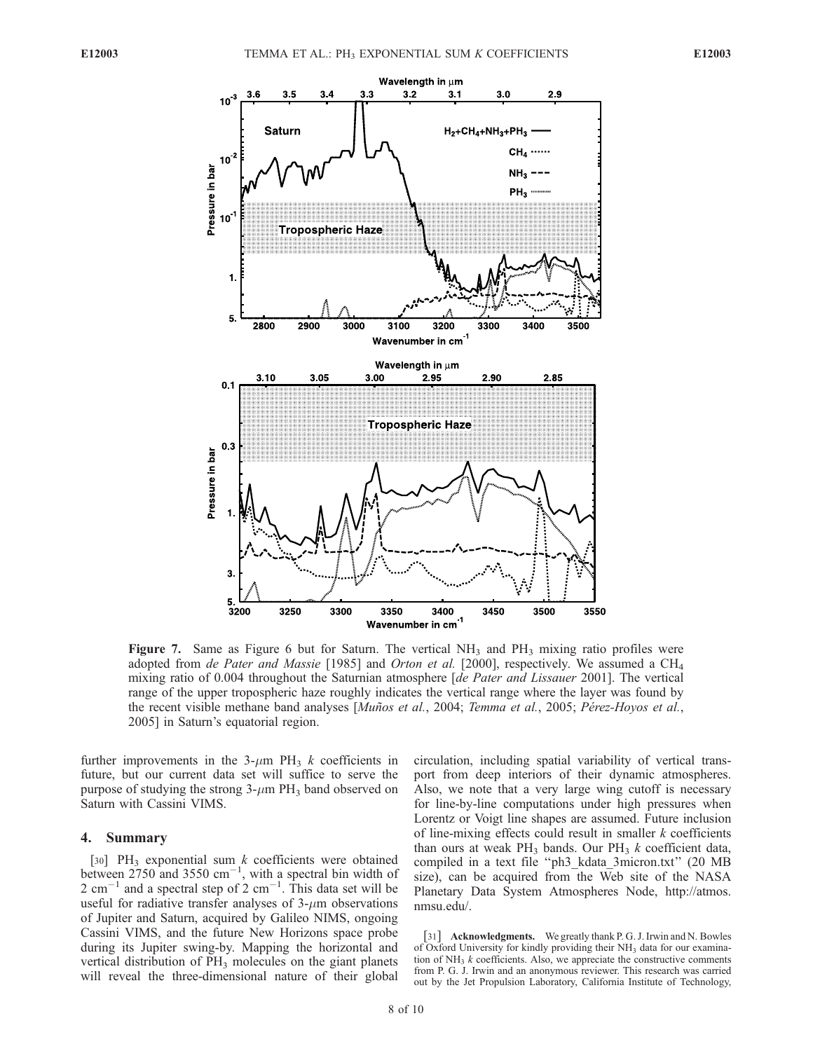**Figure 7.** Same as Figure 6 but for Saturn. The vertical $NH_3$ and $PH_3$ mixing ratio profiles were adopted from *de Pater and Massie* [1985] and *Orton et al.* [2000], respectively. We assumed a $CH_4$ mixing ratio of 0.004 throughout the Saturnian atmosphere [*de Pater and Lissauer* 2001]. The vertical range of the upper tropospheric haze roughly indicates the vertical range where the layer was found by the recent visible methane band analyses [*Muños et al.*, 2004; *Temma et al.*, 2005; *Pérez-Hoyos et al.*, 2005] in Saturn's equatorial region.

further improvements in the 3-$\mu$m $PH_3$ $k$ coefficients in future, but our current data set will suffice to serve the purpose of studying the strong 3-$\mu$m $PH_3$ band observed on Saturn with Cassini VIMS.

## 4. Summary

[30] $PH_3$ exponential sum $k$ coefficients were obtained between 2750 and 3550 $cm^{-1}$, with a spectral bin width of 2 $cm^{-1}$ and a spectral step of 2 $cm^{-1}$. This data set will be useful for radiative transfer analyses of 3-$\mu$m observations of Jupiter and Saturn, acquired by Galileo NIMS, ongoing Cassini VIMS, and the future New Horizons space probe during its Jupiter swing-by. Mapping the horizontal and vertical distribution of $PH_3$ molecules on the giant planets will reveal the three-dimensional nature of their global circulation, including spatial variability of vertical transport from deep interiors of their dynamic atmospheres. Also, we note that a very large wing cutoff is necessary for line-by-line computations under high pressures when Lorentz or Voigt line shapes are assumed. Future inclusion of line-mixing effects could result in smaller $k$ coefficients than ours at weak $PH_3$ bands. Our $PH_3$ $k$ coefficient data, compiled in a text file "ph3_kdata_3micron.txt" (20 MB size), can be acquired from the Web site of the NASA Planetary Data System Atmospheres Node, http://atmos.nmsu.edu/.

[31] **Acknowledgments.** We greatly thank P. G. J. Irwin and N. Bowles of Oxford University for kindly providing their $NH_3$ data for our examination of $NH_3$ $k$ coefficients. Also, we appreciate the constructive comments from P. G. J. Irwin and an anonymous reviewer. This research was carried out by the Jet Propulsion Laboratory, California Institute of Technology,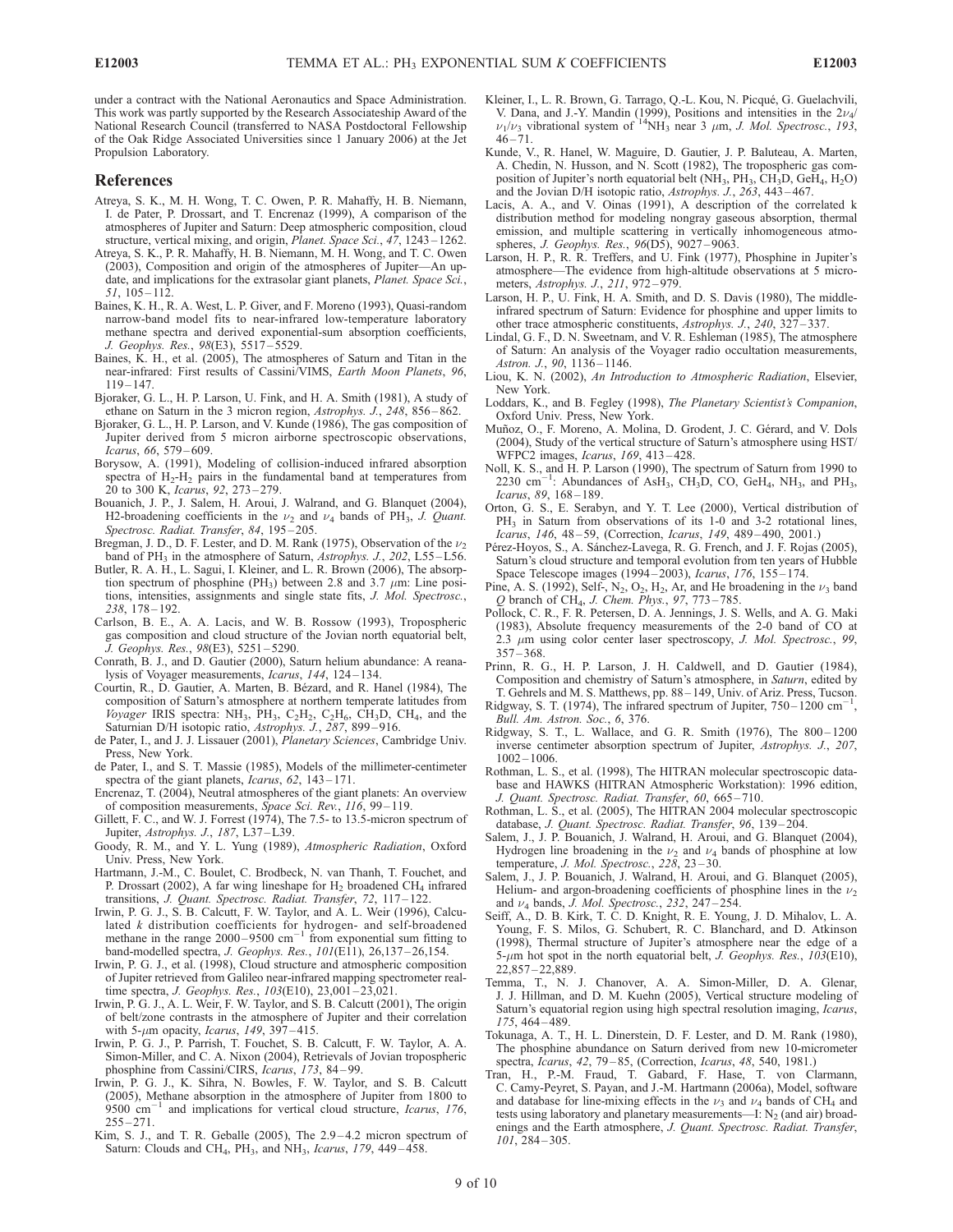under a contract with the National Aeronautics and Space Administration. This work was partly supported by the Research Associateship Award of the National Research Council (transferred to NASA Postdoctoral Fellowship of the Oak Ridge Associated Universities since 1 January 2006) at the Jet Propulsion Laboratory.

## References

Atreya, S. K., M. H. Wong, T. C. Owen, P. R. Mahaffy, H. B. Niemann, I. de Pater, P. Drossart, and T. Encrenaz (1999), A comparison of the atmospheres of Jupiter and Saturn: Deep atmospheric composition, cloud structure, vertical mixing, and origin, *Planet. Space Sci.*, *47*, 1243–1262.

Atreya, S. K., P. R. Mahaffy, H. B. Niemann, M. H. Wong, and T. C. Owen (2003), Composition and origin of the atmospheres of Jupiter—An update, and implications for the extrasolar giant planets, *Planet. Space Sci.*, *51*, 105–112.

Baines, K. H., R. A. West, L. P. Giver, and F. Moreno (1993), Quasi-random narrow-band model fits to near-infrared low-temperature laboratory methane spectra and derived exponential-sum absorption coefficients, *J. Geophys. Res.*, *98*(E3), 5517–5529.

Baines, K. H., et al. (2005), The atmospheres of Saturn and Titan in the near-infrared: First results of Cassini/VIMS, *Earth Moon Planets*, *96*, 119–147.

Bjoraker, G. L., H. P. Larson, U. Fink, and H. A. Smith (1981), A study of ethane on Saturn in the 3 micron region, *Astrophys. J.*, *248*, 856–862.

Bjoraker, G. L., H. P. Larson, and V. Kunde (1986), The gas composition of Jupiter derived from 5 micron airborne spectroscopic observations, *Icarus*, *66*, 579–609.

Borysow, A. (1991), Modeling of collision-induced infrared absorption spectra of $H_2$-$H_2$ pairs in the fundamental band at temperatures from 20 to 300 K, *Icarus*, *92*, 273–279.

Bouanich, J. P., J. Salem, H. Aroui, J. Walrand, and G. Blanquet (2004), H2-broadening coefficients in the $\nu_2$ and $\nu_4$ bands of $PH_3$, *J. Quant. Spectrosc. Radiat. Transfer*, *84*, 195–205.

Bregman, J. D., D. F. Lester, and D. M. Rank (1975), Observation of the $\nu_2$ band of $PH_3$ in the atmosphere of Saturn, *Astrophys. J.*, *202*, L55–L56.

Butler, R. A. H., L. Sagui, I. Kleiner, and L. R. Brown (2006), The absorption spectrum of phosphine ($PH_3$) between 2.8 and 3.7 $\mu$m: Line positions, intensities, assignments and single state fits, *J. Mol. Spectrosc.*, *238*, 178–192.

Carlson, B. E., A. A. Lacis, and W. B. Rossow (1993), Tropospheric gas composition and cloud structure of the Jovian north equatorial belt, *J. Geophys. Res.*, *98*(E3), 5251–5290.

Conrath, B. J., and D. Gautier (2000), Saturn helium abundance: A reanalysis of Voyager measurements, *Icarus*, *144*, 124–134.

Courtin, R., D. Gautier, A. Marten, B. Bézard, and R. Hanel (1984), The composition of Saturn's atmosphere at northern temperate latitudes from *Voyager* IRIS spectra: $NH_3$, $PH_3$, $C_2H_2$, $C_2H_6$, $CH_3D$, $CH_4$, and the Saturnian D/H isotopic ratio, *Astrophys. J.*, *287*, 899–916.

de Pater, I., and J. J. Lissauer (2001), *Planetary Sciences*, Cambridge Univ. Press, New York.

de Pater, I., and S. T. Massie (1985), Models of the millimeter-centimeter spectra of the giant planets, *Icarus*, *62*, 143–171.

Encrenaz, T. (2004), Neutral atmospheres of the giant planets: An overview of composition measurements, *Space Sci. Rev.*, *116*, 99–119.

Gillett, F. C., and W. J. Forrest (1974), The 7.5- to 13.5-micron spectrum of Jupiter, *Astrophys. J.*, *187*, L37–L39.

Goody, R. M., and Y. L. Yung (1989), *Atmospheric Radiation*, Oxford Univ. Press, New York.

Hartmann, J.-M., C. Boulet, C. Brodbeck, N. van Thanh, T. Fouchet, and P. Drossart (2002), A far wing lineshape for $H_2$ broadened $CH_4$ infrared transitions, *J. Quant. Spectrosc. Radiat. Transfer*, *72*, 117–122.

Irwin, P. G. J., S. B. Calcutt, F. W. Taylor, and A. L. Weir (1996), Calculated *k* distribution coefficients for hydrogen- and self-broadened methane in the range 2000–9500 cm$^{-1}$ from exponential sum fitting to band-modelled spectra, *J. Geophys. Res.*, *101*(E11), 26,137–26,154.

Irwin, P. G. J., et al. (1998), Cloud structure and atmospheric composition of Jupiter retrieved from Galileo near-infrared mapping spectrometer real-time spectra, *J. Geophys. Res.*, *103*(E10), 23,001–23,021.

Irwin, P. G. J., A. L. Weir, F. W. Taylor, and S. B. Calcutt (2001), The origin of belt/zone contrasts in the atmosphere of Jupiter and their correlation with 5-$\mu$m opacity, *Icarus*, *149*, 397–415.

Irwin, P. G. J., P. Parrish, T. Fouchet, S. B. Calcutt, F. W. Taylor, A. A. Simon-Miller, and C. A. Nixon (2004), Retrievals of Jovian tropospheric phosphine from Cassini/CIRS, *Icarus*, *173*, 84–99.

Irwin, P. G. J., K. Sihra, N. Bowles, F. W. Taylor, and S. B. Calcutt (2005), Methane absorption in the atmosphere of Jupiter from 1800 to 9500 cm$^{-1}$ and implications for vertical cloud structure, *Icarus*, *176*, 255–271.

Kim, S. J., and T. R. Geballe (2005), The 2.9–4.2 micron spectrum of Saturn: Clouds and $CH_4$, $PH_3$, and $NH_3$, *Icarus*, *179*, 449–458.

Kleiner, I., L. R. Brown, G. Tarrago, Q.-L. Kou, N. Picqué, G. Guelachvili, V. Dana, and J.-Y. Mandin (1999), Positions and intensities in the $2\nu_4$/$\nu_1$/$\nu_3$ vibrational system of $^{14}NH_3$ near 3 $\mu$m, *J. Mol. Spectrosc.*, *193*, 46–71.

Kunde, V., R. Hanel, W. Maguire, D. Gautier, J. P. Baluteau, A. Marten, A. Chedin, N. Husson, and N. Scott (1982), The tropospheric gas composition of Jupiter's north equatorial belt ($NH_3$, $PH_3$, $CH_3D$, $GeH_4$, $H_2O$) and the Jovian D/H isotopic ratio, *Astrophys. J.*, *263*, 443–467.

Lacis, A. A., and V. Oinas (1991), A description of the correlated k distribution method for modeling nongray gaseous absorption, thermal emission, and multiple scattering in vertically inhomogeneous atmospheres, *J. Geophys. Res.*, *96*(D5), 9027–9063.

Larson, H. P., R. R. Treffers, and U. Fink (1977), Phosphine in Jupiter's atmosphere—The evidence from high-altitude observations at 5 micrometers, *Astrophys. J.*, *211*, 972–979.

Larson, H. P., U. Fink, H. A. Smith, and D. S. Davis (1980), The middle-infrared spectrum of Saturn: Evidence for phosphine and upper limits to other trace atmospheric constituents, *Astrophys. J.*, *240*, 327–337.

Lindal, G. F., D. N. Sweetnam, and V. R. Eshleman (1985), The atmosphere of Saturn: An analysis of the Voyager radio occultation measurements, *Astron. J.*, *90*, 1136–1146.

Liou, K. N. (2002), *An Introduction to Atmospheric Radiation*, Elsevier, New York.

Loddars, K., and B. Fegley (1998), *The Planetary Scientist's Companion*, Oxford Univ. Press, New York.

Muñoz, O., F. Moreno, A. Molina, D. Grodent, J. C. Gérard, and V. Dols (2004), Study of the vertical structure of Saturn's atmosphere using HST/WFPC2 images, *Icarus*, *169*, 413–428.

Noll, K. S., and H. P. Larson (1990), The spectrum of Saturn from 1990 to 2230 cm$^{-1}$: Abundances of $AsH_3$, $CH_3D$, CO, $GeH_4$, $NH_3$, and $PH_3$, *Icarus*, *89*, 168–189.

Orton, G. S., E. Serabyn, and Y. T. Lee (2000), Vertical distribution of $PH_3$ in Saturn from observations of its 1-0 and 3-2 rotational lines, *Icarus*, *146*, 48–59, (Correction, *Icarus*, *149*, 489–490, 2001.)

Pérez-Hoyos, S., A. Sánchez-Lavega, R. G. French, and J. F. Rojas (2005), Saturn's cloud structure and temporal evolution from ten years of Hubble Space Telescope images (1994–2003), *Icarus*, *176*, 155–174.

Pine, A. S. (1992), Self-, $N_2$, $O_2$, $H_2$, Ar, and He broadening in the $\nu_3$ band *Q* branch of $CH_4$, *J. Chem. Phys.*, *97*, 773–785.

Pollock, C. R., F. R. Petersen, D. A. Jennings, J. S. Wells, and A. G. Maki (1983), Absolute frequency measurements of the 2-0 band of CO at 2.3 $\mu$m using color center laser spectroscopy, *J. Mol. Spectrosc.*, *99*, 357–368.

Prinn, R. G., H. P. Larson, J. H. Caldwell, and D. Gautier (1984), Composition and chemistry of Saturn's atmosphere, in *Saturn*, edited by T. Gehrels and M. S. Matthews, pp. 88–149, Univ. of Ariz. Press, Tucson.

Ridgway, S. T. (1974), The infrared spectrum of Jupiter, 750–1200 cm$^{-1}$, *Bull. Am. Astron. Soc.*, *6*, 376.

Ridgway, S. T., L. Wallace, and G. R. Smith (1976), The 800–1200 inverse centimeter absorption spectrum of Jupiter, *Astrophys. J.*, *207*, 1002–1006.

Rothman, L. S., et al. (1998), The HITRAN molecular spectroscopic database and HAWKS (HITRAN Atmospheric Workstation): 1996 edition, *J. Quant. Spectrosc. Radiat. Transfer*, *60*, 665–710.

Rothman, L. S., et al. (2005), The HITRAN 2004 molecular spectroscopic database, *J. Quant. Spectrosc. Radiat. Transfer*, *96*, 139–204.

Salem, J., J. P. Bouanich, J. Walrand, H. Aroui, and G. Blanquet (2004), Hydrogen line broadening in the $\nu_2$ and $\nu_4$ bands of phosphine at low temperature, *J. Mol. Spectrosc.*, *228*, 23–30.

Salem, J., J. P. Bouanich, J. Walrand, H. Aroui, and G. Blanquet (2005), Helium- and argon-broadening coefficients of phosphine lines in the $\nu_2$ and $\nu_4$ bands, *J. Mol. Spectrosc.*, *232*, 247–254.

Seiff, A., D. B. Kirk, T. C. D. Knight, R. E. Young, J. D. Mihalov, L. A. Young, F. S. Milos, G. Schubert, R. C. Blanchard, and D. Atkinson (1998), Thermal structure of Jupiter's atmosphere near the edge of a 5-$\mu$m hot spot in the north equatorial belt, *J. Geophys. Res.*, *103*(E10), 22,857–22,889.

Temma, T., N. J. Chanover, A. A. Simon-Miller, D. A. Glenar, J. J. Hillman, and D. M. Kuehn (2005), Vertical structure modeling of Saturn's equatorial region using high spectral resolution imaging, *Icarus*, *175*, 464–489.

Tokunaga, A. T., H. L. Dinerstein, D. F. Lester, and D. M. Rank (1980), The phosphine abundance on Saturn derived from new 10-micrometer spectra, *Icarus*, *42*, 79–85, (Correction, *Icarus*, *48*, 540, 1981.)

Tran, H., P.-M. Fraud, T. Gabard, F. Hase, T. von Clarmann, C. Camy-Peyret, S. Payan, and J.-M. Hartmann (2006a), Model, software and database for line-mixing effects in the $\nu_3$ and $\nu_4$ bands of $CH_4$ and tests using laboratory and planetary measurements—I: $N_2$ (and air) broadenings and the Earth atmosphere, *J. Quant. Spectrosc. Radiat. Transfer*, *101*, 284–305.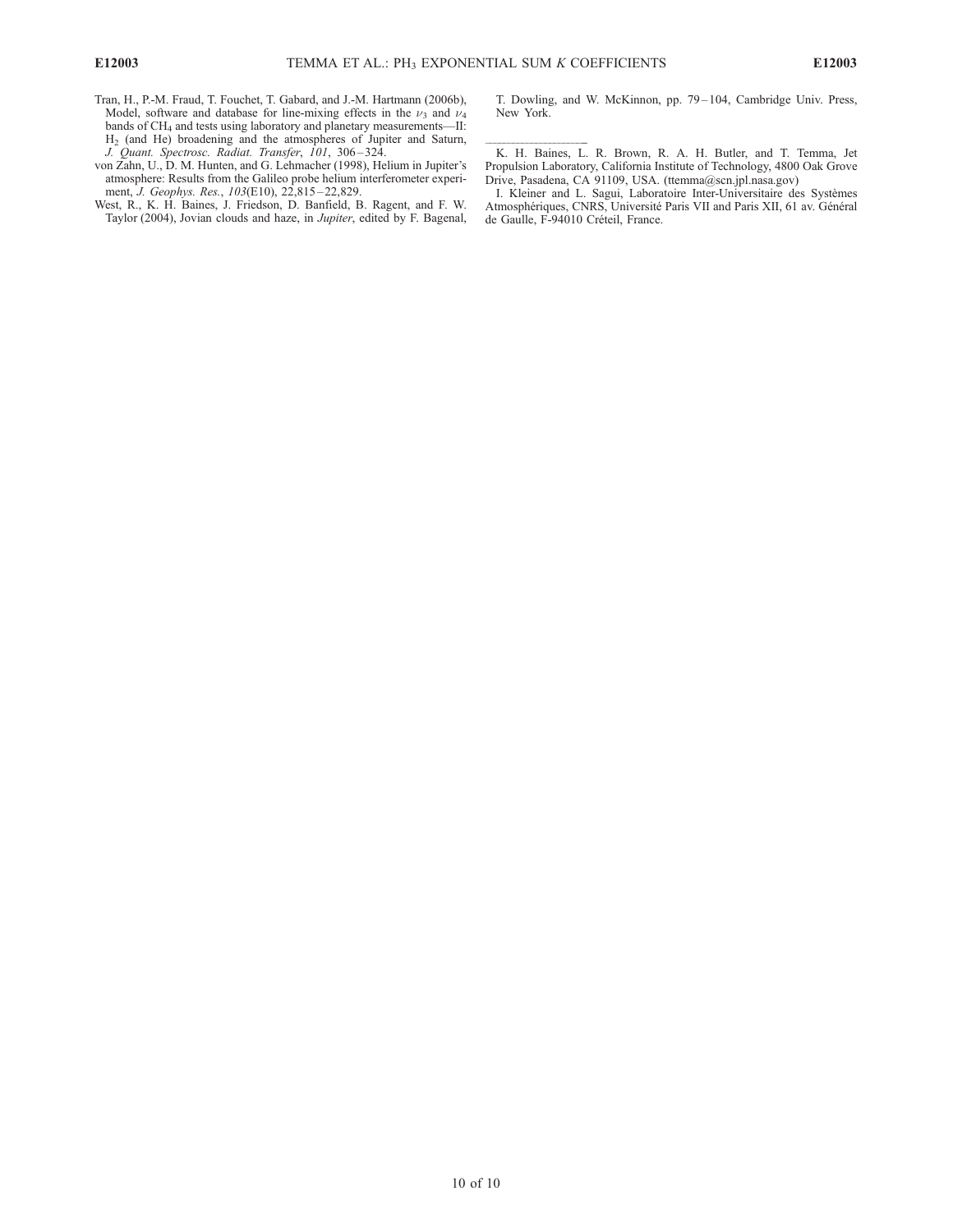Tran, H., P.-M. Fraud, T. Fouchet, T. Gabard, and J.-M. Hartmann (2006b), Model, software and database for line-mixing effects in the $\nu_3$ and $\nu_4$ bands of $CH_4$ and tests using laboratory and planetary measurements—II: $H_2$ (and He) broadening and the atmospheres of Jupiter and Saturn, *J. Quant. Spectrosc. Radiat. Transfer*, *101*, 306–324.

von Zahn, U., D. M. Hunten, and G. Lehmacher (1998), Helium in Jupiter's atmosphere: Results from the Galileo probe helium interferometer experiment, *J. Geophys. Res.*, *103*(E10), 22,815–22,829.

West, R., K. H. Baines, J. Friedson, D. Banfield, B. Ragent, and F. W. Taylor (2004), Jovian clouds and haze, in *Jupiter*, edited by F. Bagenal, T. Dowling, and W. McKinnon, pp. 79–104, Cambridge Univ. Press, New York.

---

K. H. Baines, L. R. Brown, R. A. H. Butler, and T. Temma, Jet Propulsion Laboratory, California Institute of Technology, 4800 Oak Grove Drive, Pasadena, CA 91109, USA. (ttemma@scn.jpl.nasa.gov)

I. Kleiner and L. Sagui, Laboratoire Inter-Universitaire des Systèmes Atmosphériques, CNRS, Université Paris VII and Paris XII, 61 av. Général de Gaulle, F-94010 Créteil, France.